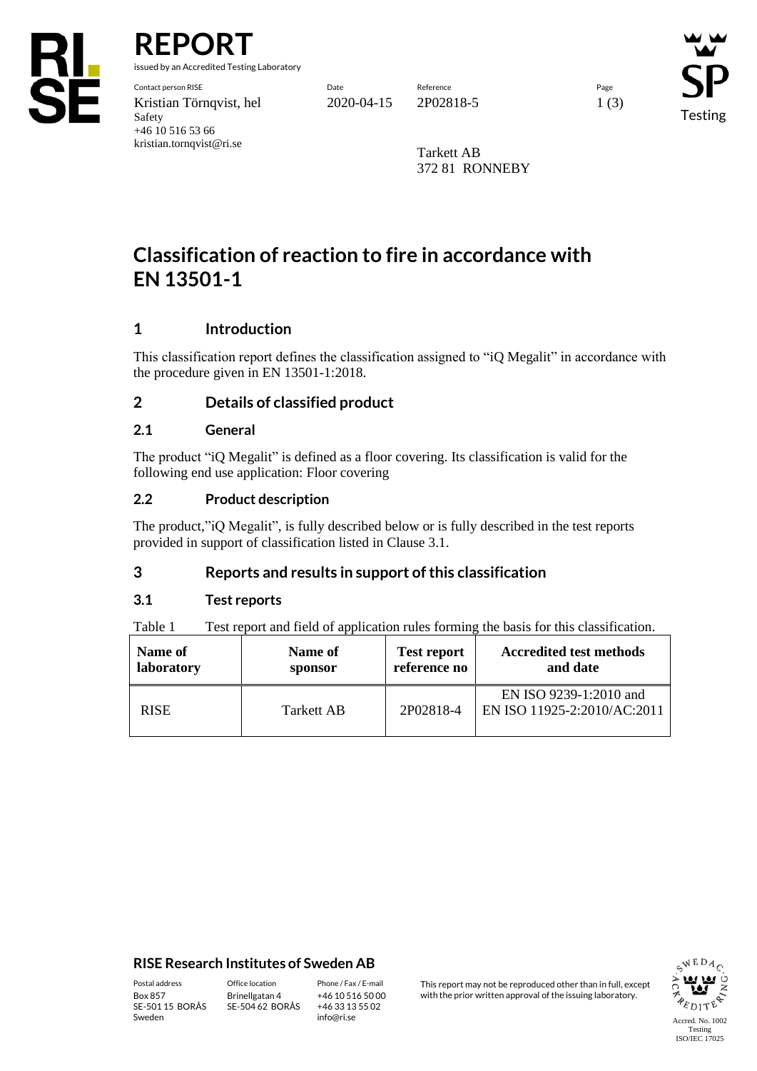# REPORT

issued by an Accredited Testing Laboratory

| Contact person RISE | Date | Reference | Page |
|---|---|---|---|
| Kristian Törnqvist, hel | 2020-04-15 | 2P02818-5 | 1 (3) |
| Safety | | | |
| +46 10 516 53 66 | | | |
| kristian.tornqvist@ri.se | | | |

Tarkett AB
372 81 RONNEBY

# Classification of reaction to fire in accordance with EN 13501-1

## 1 Introduction

This classification report defines the classification assigned to "iQ Megalit" in accordance with the procedure given in EN 13501-1:2018.

## 2 Details of classified product

### 2.1 General

The product "iQ Megalit" is defined as a floor covering. Its classification is valid for the following end use application: Floor covering

### 2.2 Product description

The product,"iQ Megalit", is fully described below or is fully described in the test reports provided in support of classification listed in Clause 3.1.

## 3 Reports and results in support of this classification

### 3.1 Test reports

Table 1 Test report and field of application rules forming the basis for this classification.

| Name of laboratory | Name of sponsor | Test report reference no | Accredited test methods and date |
|---|---|---|---|
| RISE | Tarkett AB | 2P02818-4 | EN ISO 9239-1:2010 and EN ISO 11925-2:2010/AC:2011 |

**RISE Research Institutes of Sweden AB**

| Postal address | Office location | Phone / Fax / E-mail |
|---|---|---|
| Box 857 | Brinellgatan 4 | +46 10 516 50 00 |
| SE-501 15 BORÅS | SE-504 62 BORÅS | +46 33 13 55 02 |
| Sweden | | info@ri.se |

This report may not be reproduced other than in full, except with the prior written approval of the issuing laboratory.

Accred. No. 1002
Testing
ISO/IEC 17025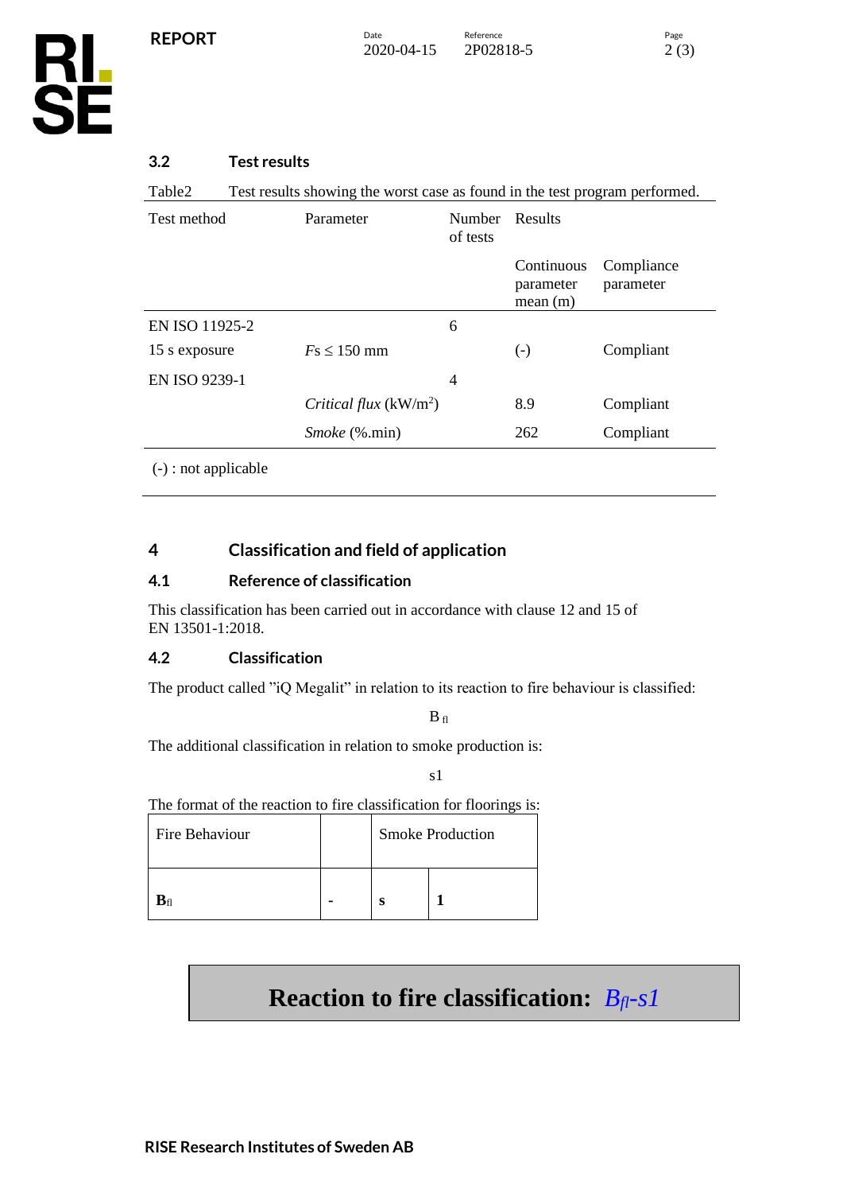### 3.2 Test results

Table2 Test results showing the worst case as found in the test program performed.

| Test method | Parameter | Number of tests | Results | |
|---|---|---|---|---|
| | | | Continuous parameter mean (m) | Compliance parameter |
| EN ISO 11925-2 | | 6 | | |
| 15 s exposure | $Fs \leq 150$ mm | | (-) | Compliant |
| EN ISO 9239-1 | | 4 | | |
| | *Critical flux* (kW/m$^2$) | | 8.9 | Compliant |
| | *Smoke* (%.min) | | 262 | Compliant |

(-) : not applicable

## 4 Classification and field of application

### 4.1 Reference of classification

This classification has been carried out in accordance with clause 12 and 15 of EN 13501-1:2018.

### 4.2 Classification

The product called ”iQ Megalit” in relation to its reaction to fire behaviour is classified:

$B_{fl}$

The additional classification in relation to smoke production is:

s1

The format of the reaction to fire classification for floorings is:

| Fire Behaviour | | Smoke Production | |
|---|---|---|---|
| **$B_{fl}$** | **-** | **s** | **1** |

**Reaction to fire classification:** *$B_{fl}$-s1*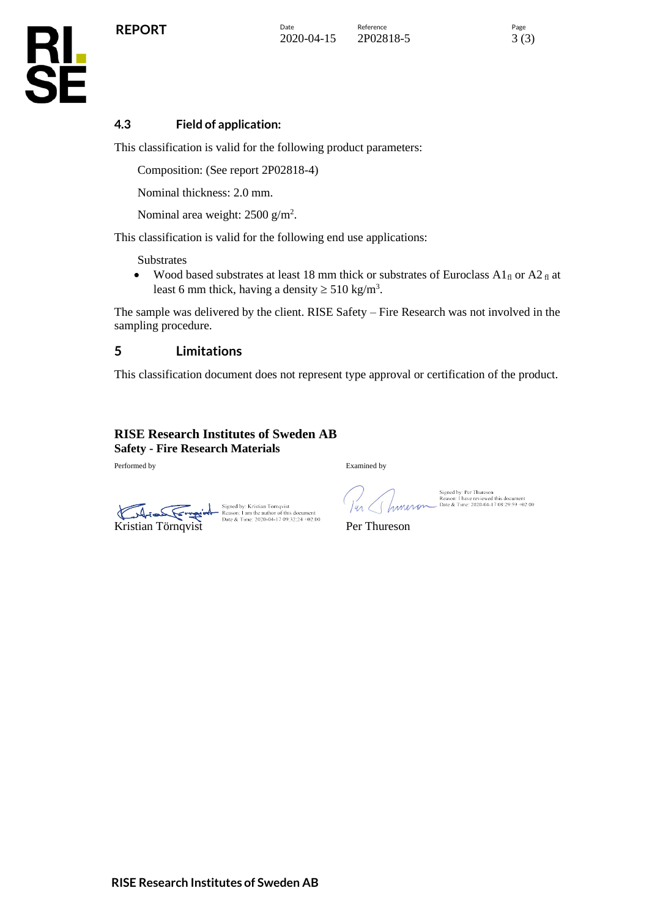### 4.3 Field of application:

This classification is valid for the following product parameters:

Composition: (See report 2P02818-4)

Nominal thickness: 2.0 mm.

Nominal area weight: 2500 g/$m^2$.

This classification is valid for the following end use applications:

Substrates

- Wood based substrates at least 18 mm thick or substrates of Euroclass $A1_{fl}$ or $A2_{fl}$ at least 6 mm thick, having a density ≥ 510 kg/$m^3$.

The sample was delivered by the client. RISE Safety – Fire Research was not involved in the sampling procedure.

## 5 Limitations

This classification document does not represent type approval or certification of the product.

**RISE Research Institutes of Sweden AB**
**Safety - Fire Research Materials**

| Performed by | Examined by |
|---|---|
| Signed by: Kristian Törnqvist<br>Reason: I am the author of this document<br>Date & Time: 2020-04-17 09:32:24 +02:00 | Signed by: Per Thureson<br>Reason: I have reviewed this document<br>Date & Time: 2020-04-17 08:29:59 +02:00 |
| Kristian Törnqvist | Per Thureson |